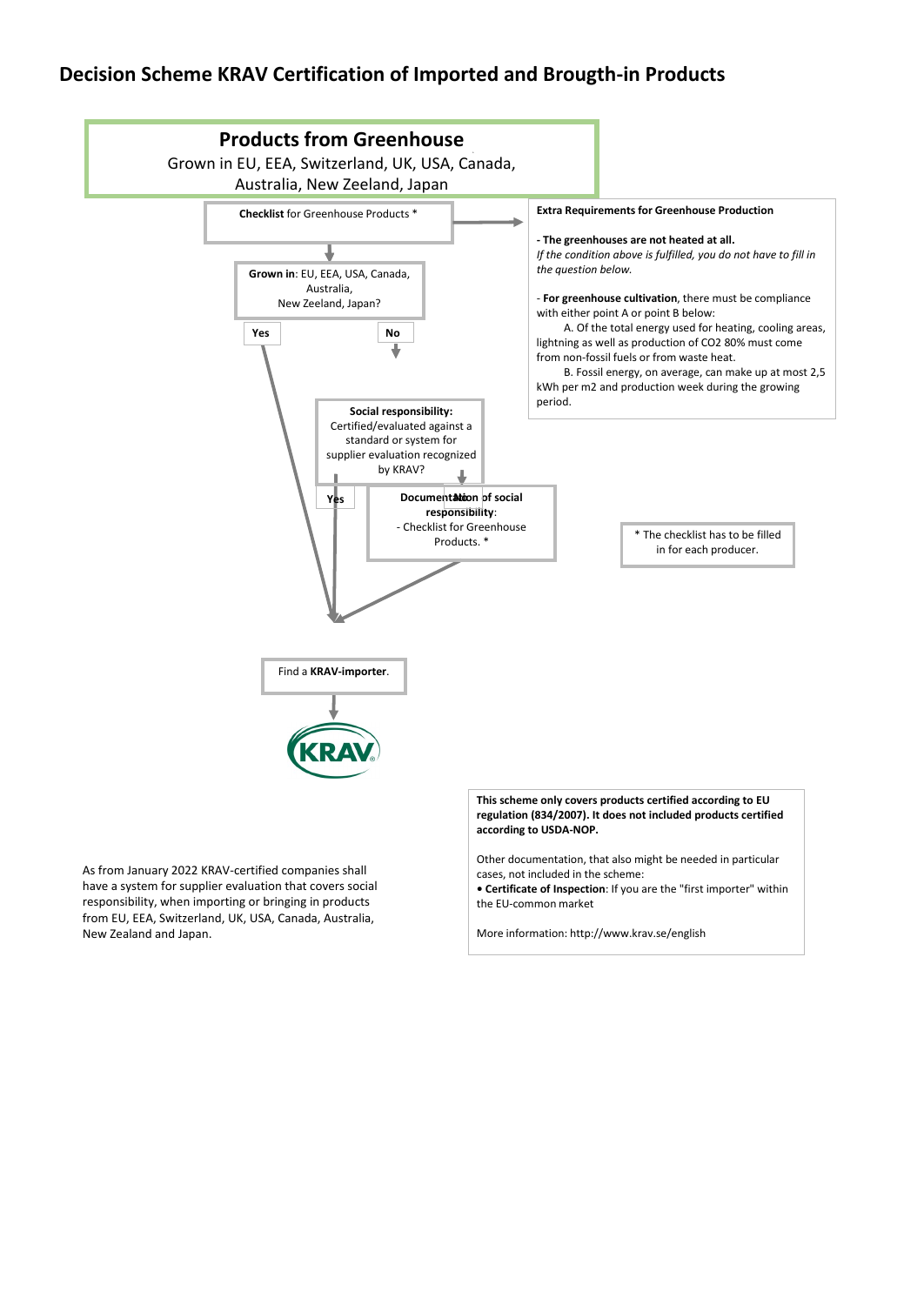# Decision Scheme KRAV Certification of Imported and Brougth-in Products

## Products from Greenhouse

Grown in EU, EEA, Switzerland, UK, USA, Canada, Australia, New Zeeland, Japan

**Checklist** for Greenhouse Products *

**Grown in**: EU, EEA, USA, Canada, Australia, New Zeeland, Japan?

- **Yes** → Find a **KRAV-importer**.
- **No** → **Social responsibility:** Certified/evaluated against a standard or system for supplier evaluation recognized by KRAV?
  - **Yes** → Find a **KRAV-importer**.
  - **No** → **Documentation of social responsibility**: - Checklist for Greenhouse Products. * → Find a **KRAV-importer**.

Find a **KRAV-importer**. → KRAV

**Extra Requirements for Greenhouse Production**

**- The greenhouses are not heated at all.**
*If the condition above is fulfilled, you do not have to fill in the question below.*

- **For greenhouse cultivation**, there must be compliance with either point A or point B below:

A. Of the total energy used for heating, cooling areas, lightning as well as production of CO2 80% must come from non-fossil fuels or from waste heat.

B. Fossil energy, on average, can make up at most 2,5 kWh per m2 and production week during the growing period.

\* The checklist has to be filled in for each producer.

**This scheme only covers products certified according to EU regulation (834/2007). It does not included products certified according to USDA-NOP.**

Other documentation, that also might be needed in particular cases, not included in the scheme:

- **Certificate of Inspection**: If you are the "first importer" within the EU-common market

More information: http://www.krav.se/english

As from January 2022 KRAV-certified companies shall have a system for supplier evaluation that covers social responsibility, when importing or bringing in products from EU, EEA, Switzerland, UK, USA, Canada, Australia, New Zealand and Japan.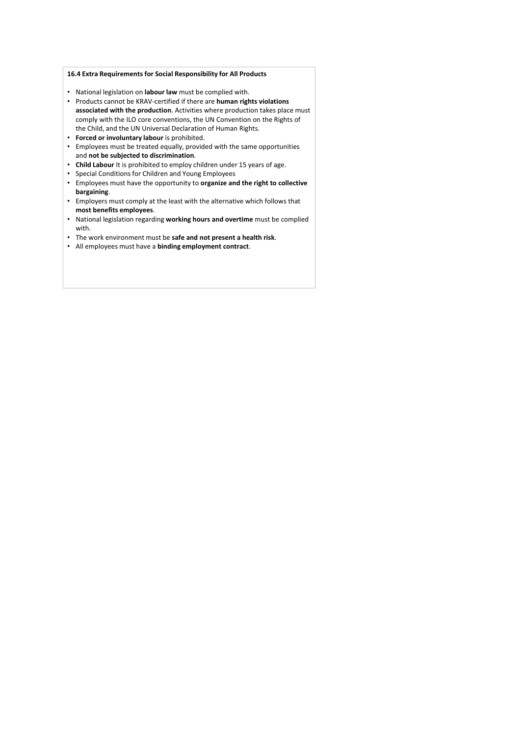**16.4 Extra Requirements for Social Responsibility for All Products**

- National legislation on **labour law** must be complied with.
- Products cannot be KRAV-certified if there are **human rights violations associated with the production**. Activities where production takes place must comply with the ILO core conventions, the UN Convention on the Rights of the Child, and the UN Universal Declaration of Human Rights.
- **Forced or involuntary labour** is prohibited.
- Employees must be treated equally, provided with the same opportunities and **not be subjected to discrimination**.
- **Child Labour** It is prohibited to employ children under 15 years of age.
- Special Conditions for Children and Young Employees
- Employees must have the opportunity to **organize and the right to collective bargaining**.
- Employers must comply at the least with the alternative which follows that **most benefits employees**.
- National legislation regarding **working hours and overtime** must be complied with.
- The work environment must be **safe and not present a health risk**.
- All employees must have a **binding employment contract**.